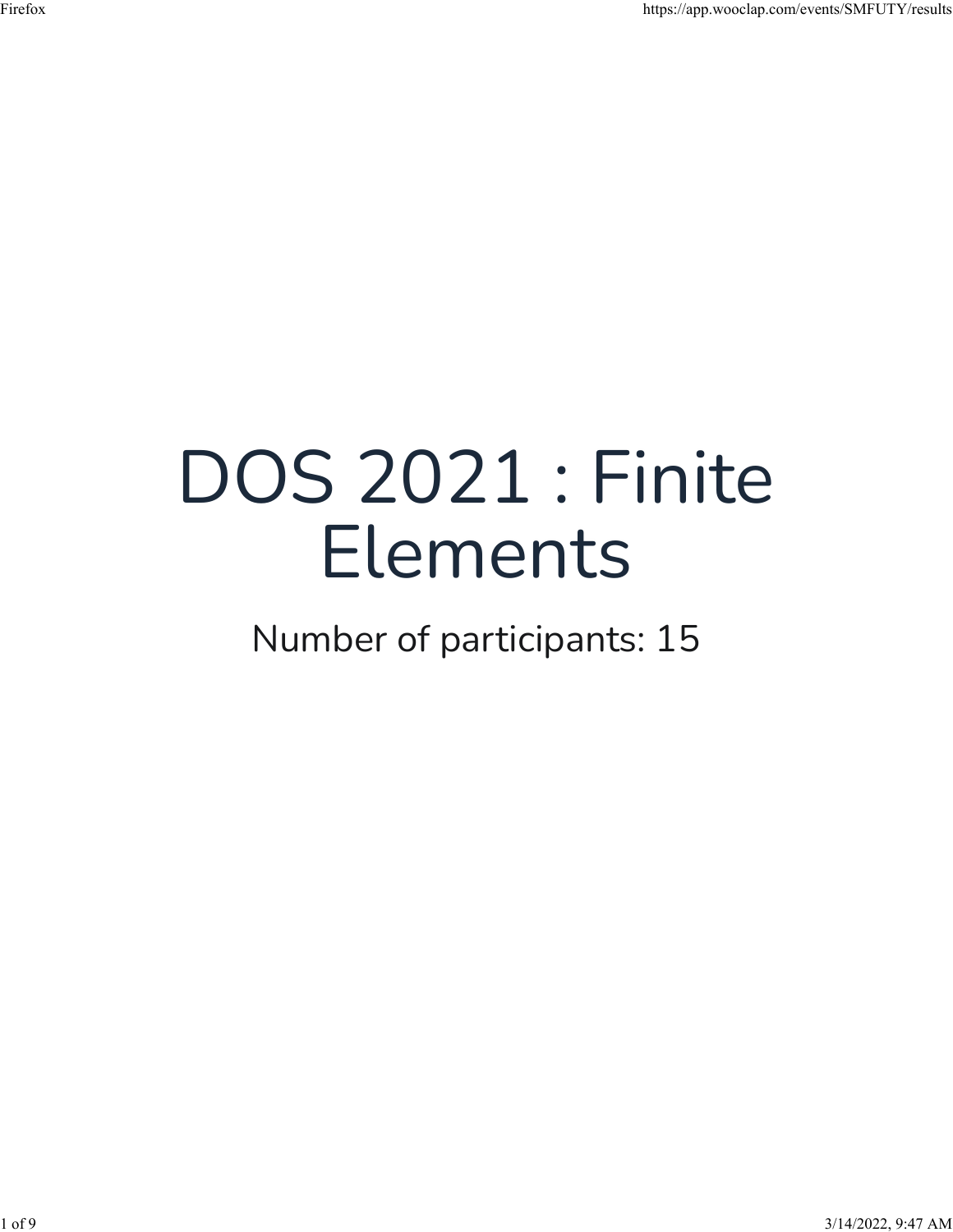# DOS 2021 : Finite Elements

Number of participants: 15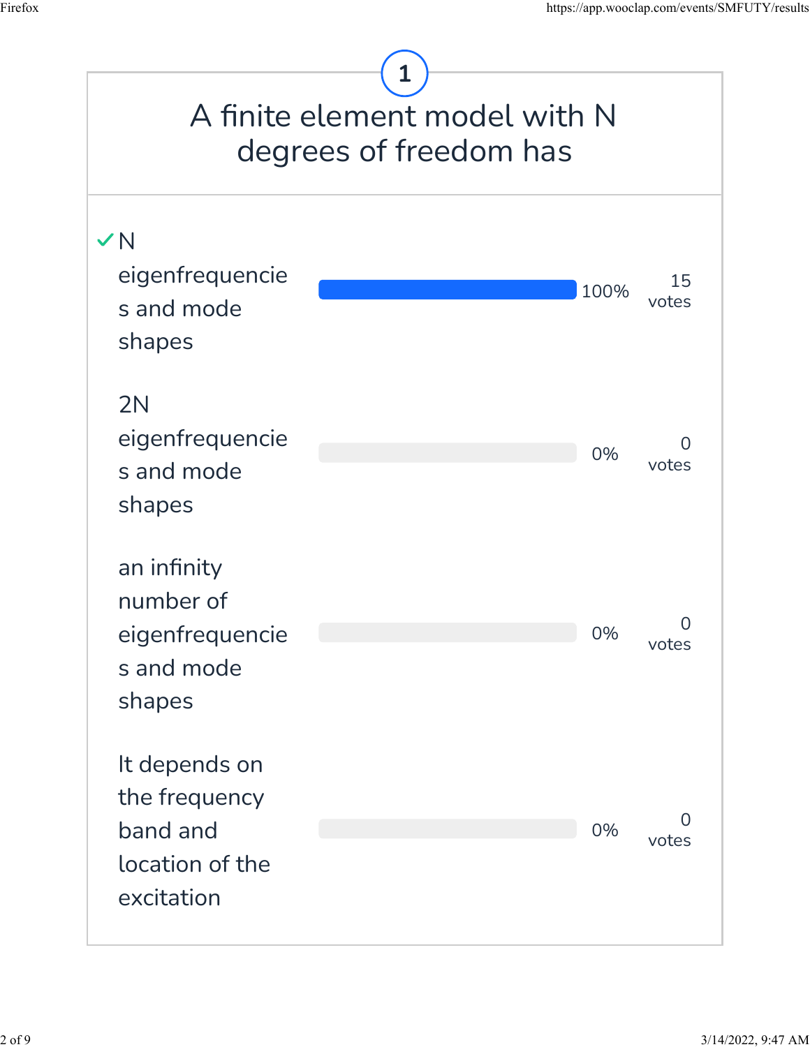1

# A finite element model with N degrees of freedom has

✓ N eigenfrequencies and mode shapes

100%

15 votes

2N eigenfrequencies and mode shapes

0%

0 votes

an infinity number of eigenfrequencies and mode shapes

0%

0 votes

It depends on the frequency band and location of the excitation

0%

0 votes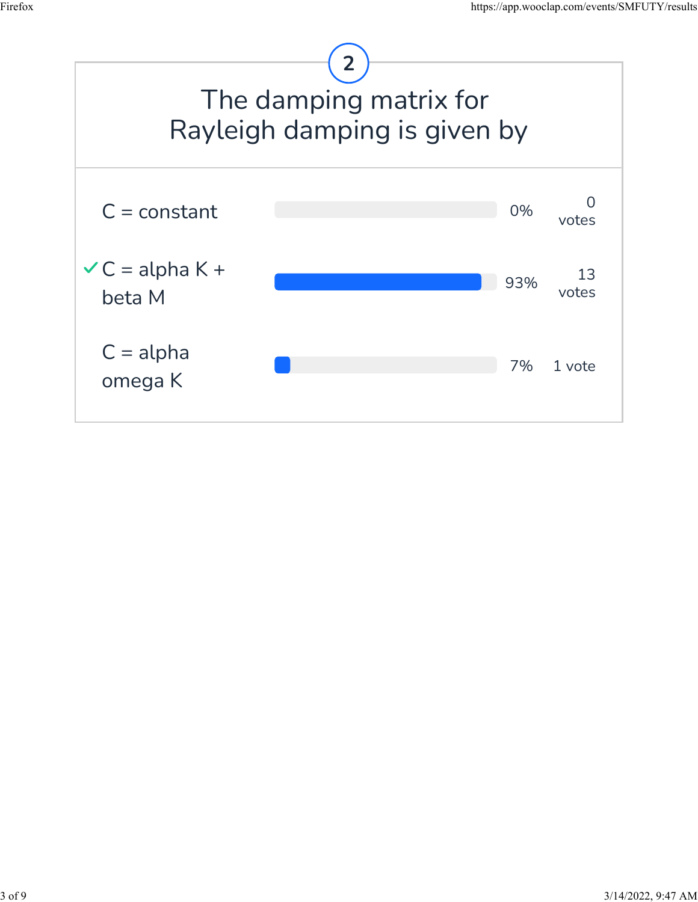## 2

# The damping matrix for Rayleigh damping is given by

C = constant
0%
0 votes

✓ C = alpha K + beta M
93%
13 votes

C = alpha omega K
7%
1 vote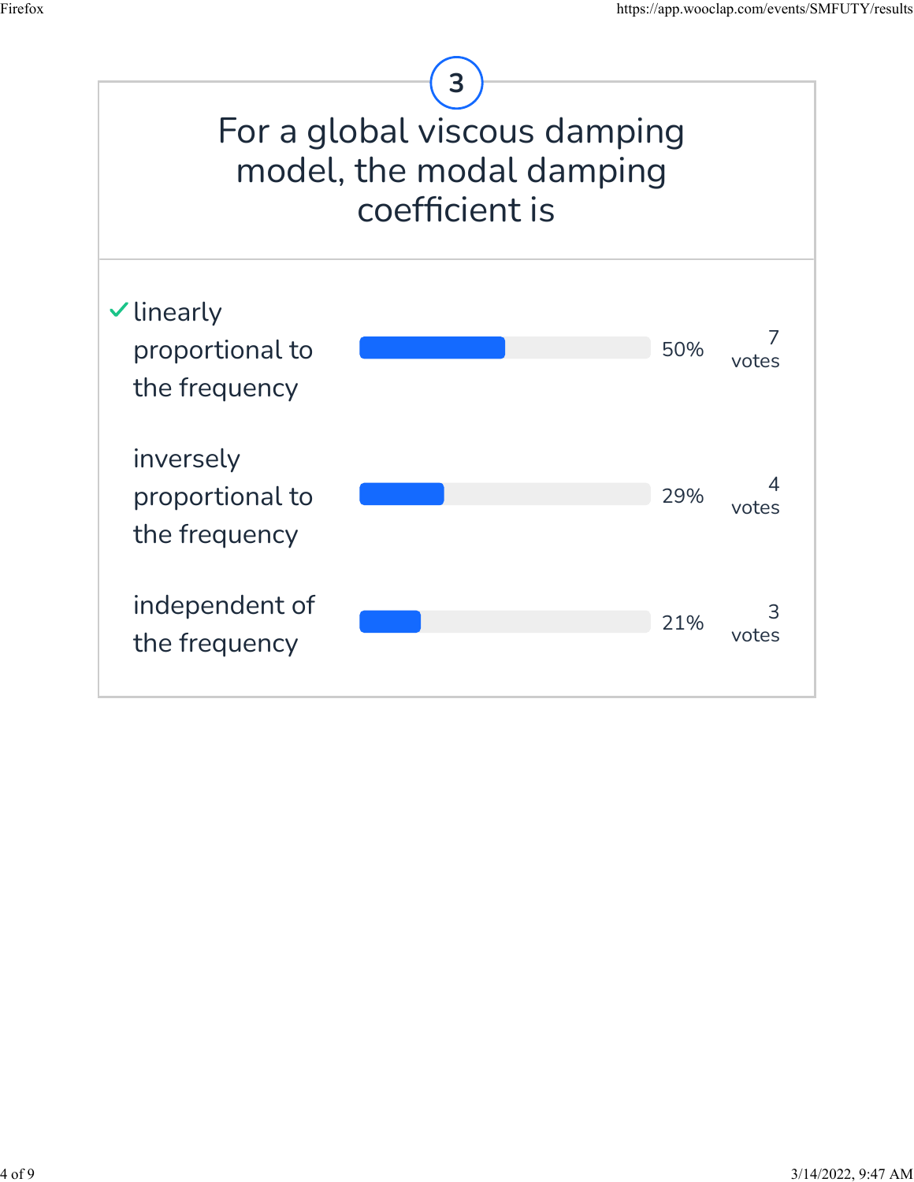3

# For a global viscous damping model, the modal damping coefficient is

✓ linearly proportional to the frequency — 50% — 7 votes

inversely proportional to the frequency — 29% — 4 votes

independent of the frequency — 21% — 3 votes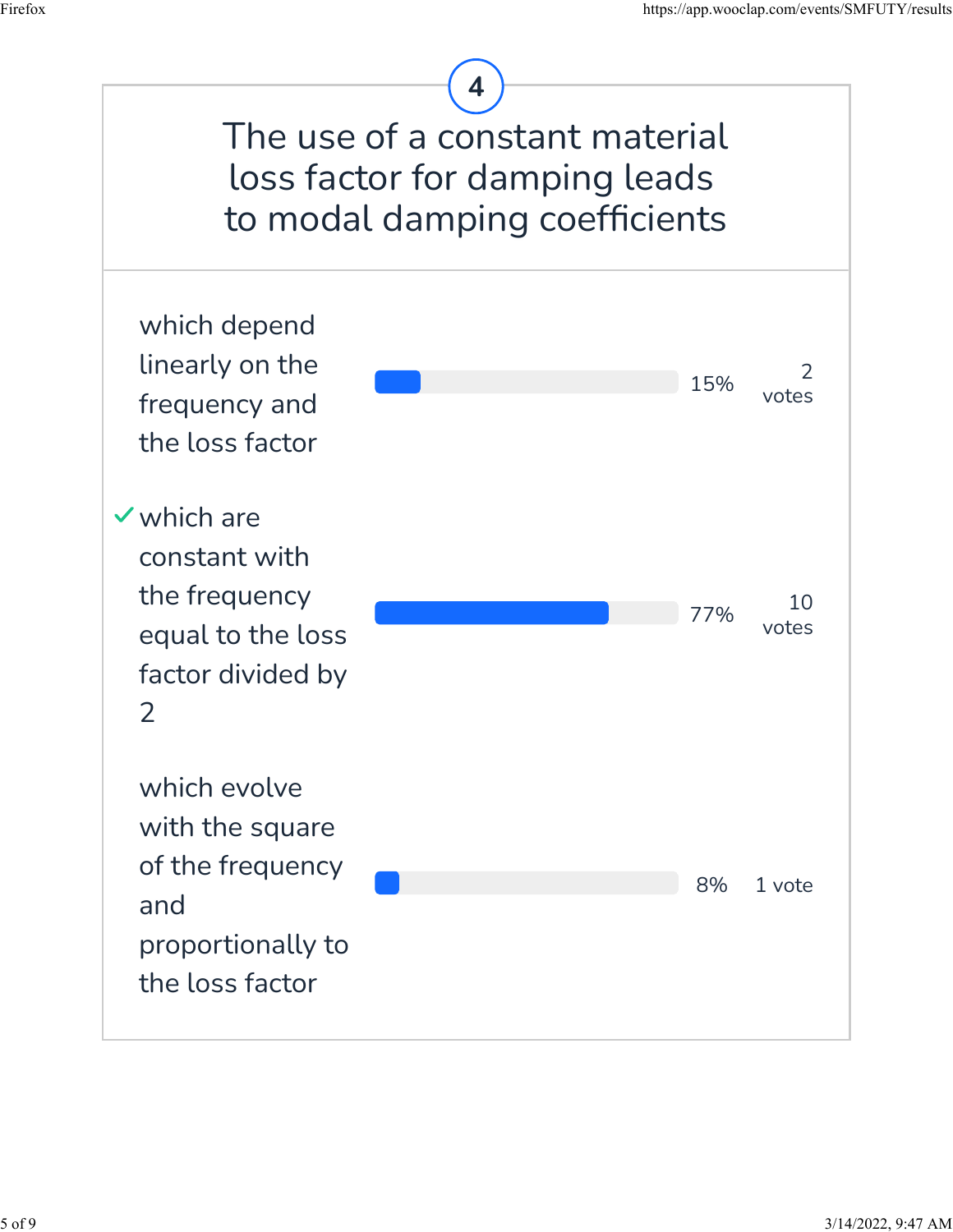4

# The use of a constant material loss factor for damping leads to modal damping coefficients

which depend linearly on the frequency and the loss factor

15%

2 votes

✓ which are constant with the frequency equal to the loss factor divided by 2

77%

10 votes

which evolve with the square of the frequency and proportionally to the loss factor

8%

1 vote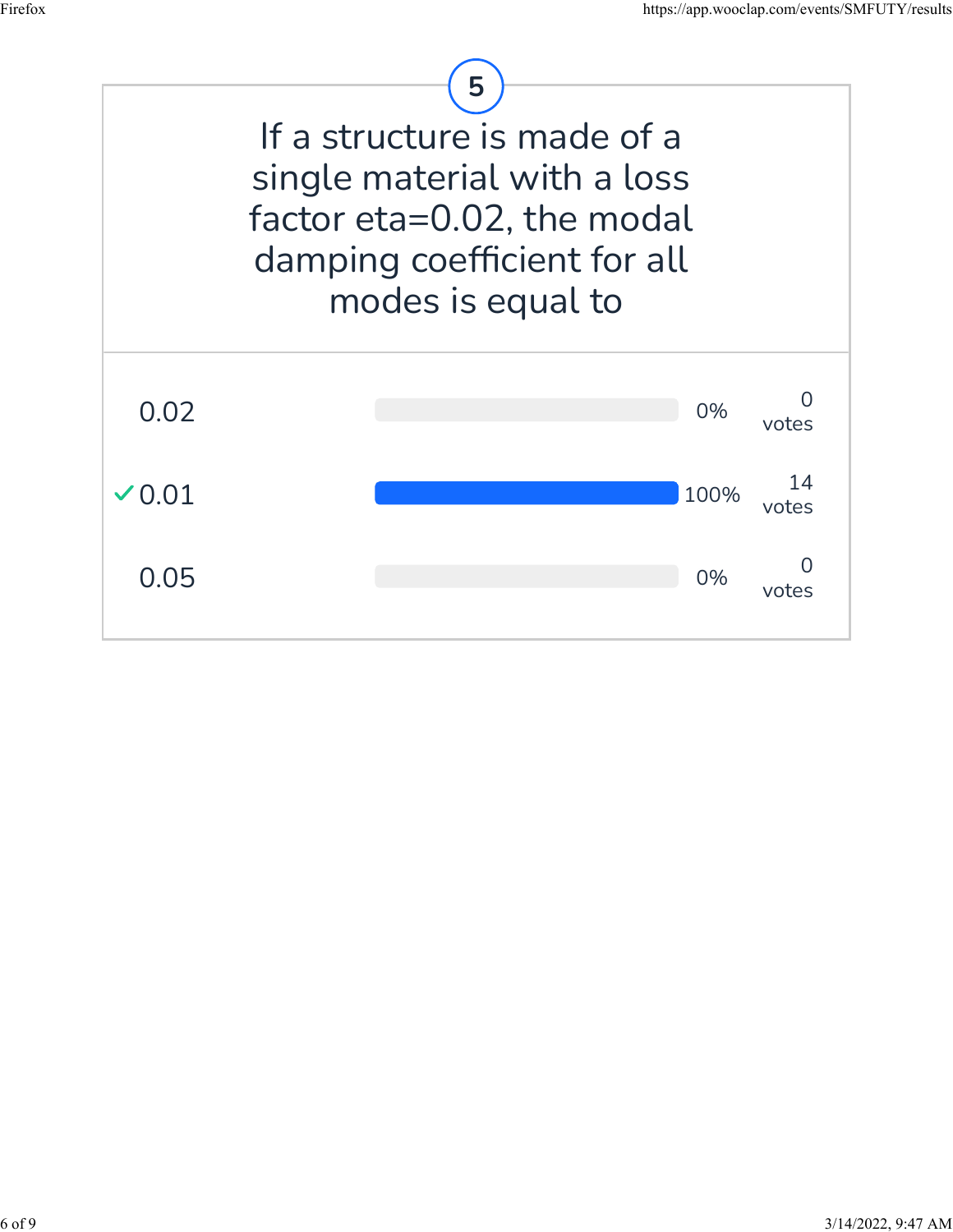5

If a structure is made of a single material with a loss factor eta=0.02, the modal damping coefficient for all modes is equal to

| | | | |
|---|---|---|---|
| 0.02 | | 0% | 0 votes |
| ✓ 0.01 | | 100% | 14 votes |
| 0.05 | | 0% | 0 votes |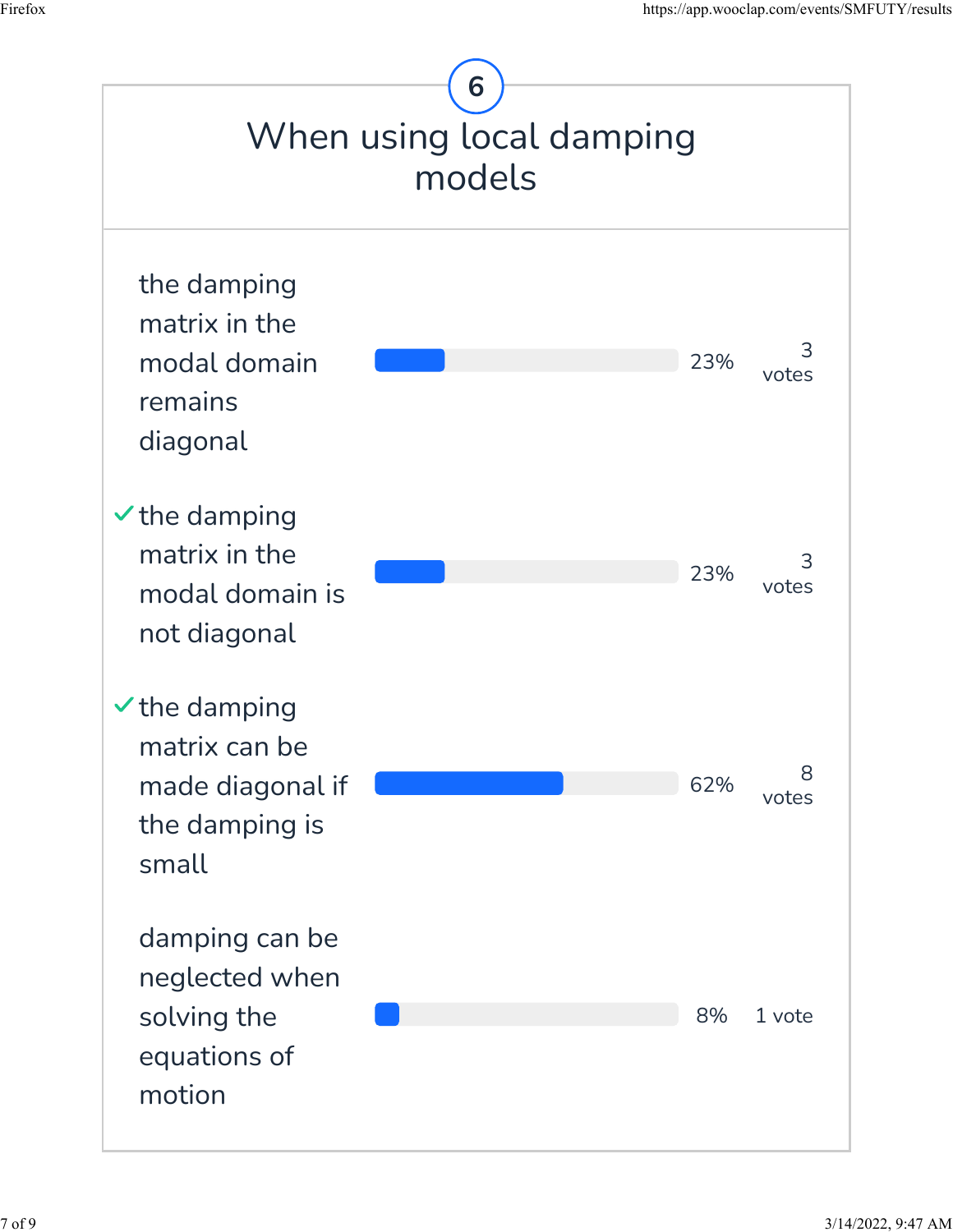6

# When using local damping models

the damping matrix in the modal domain remains diagonal

23%

3 votes

✓ the damping matrix in the modal domain is not diagonal

23%

3 votes

✓ the damping matrix can be made diagonal if the damping is small

62%

8 votes

damping can be neglected when solving the equations of motion

8%

1 vote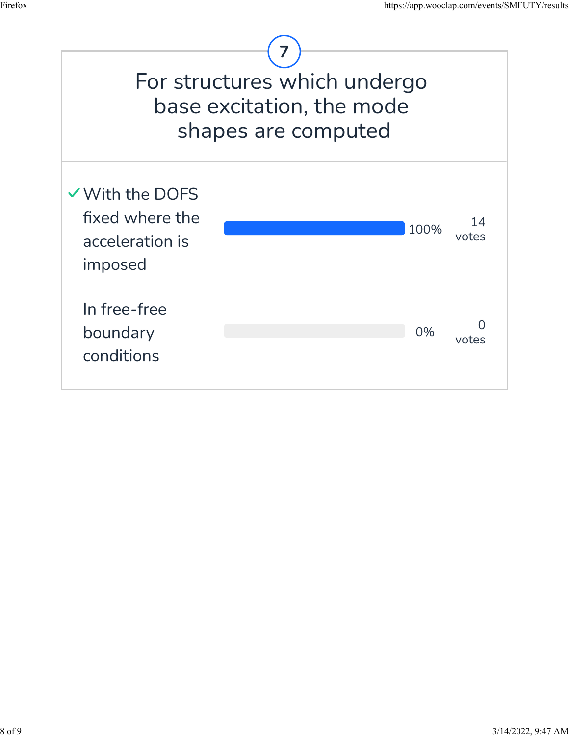7

## For structures which undergo base excitation, the mode shapes are computed

✓ With the DOFS fixed where the acceleration is imposed

100%

14 votes

In free-free boundary conditions

0%

0 votes